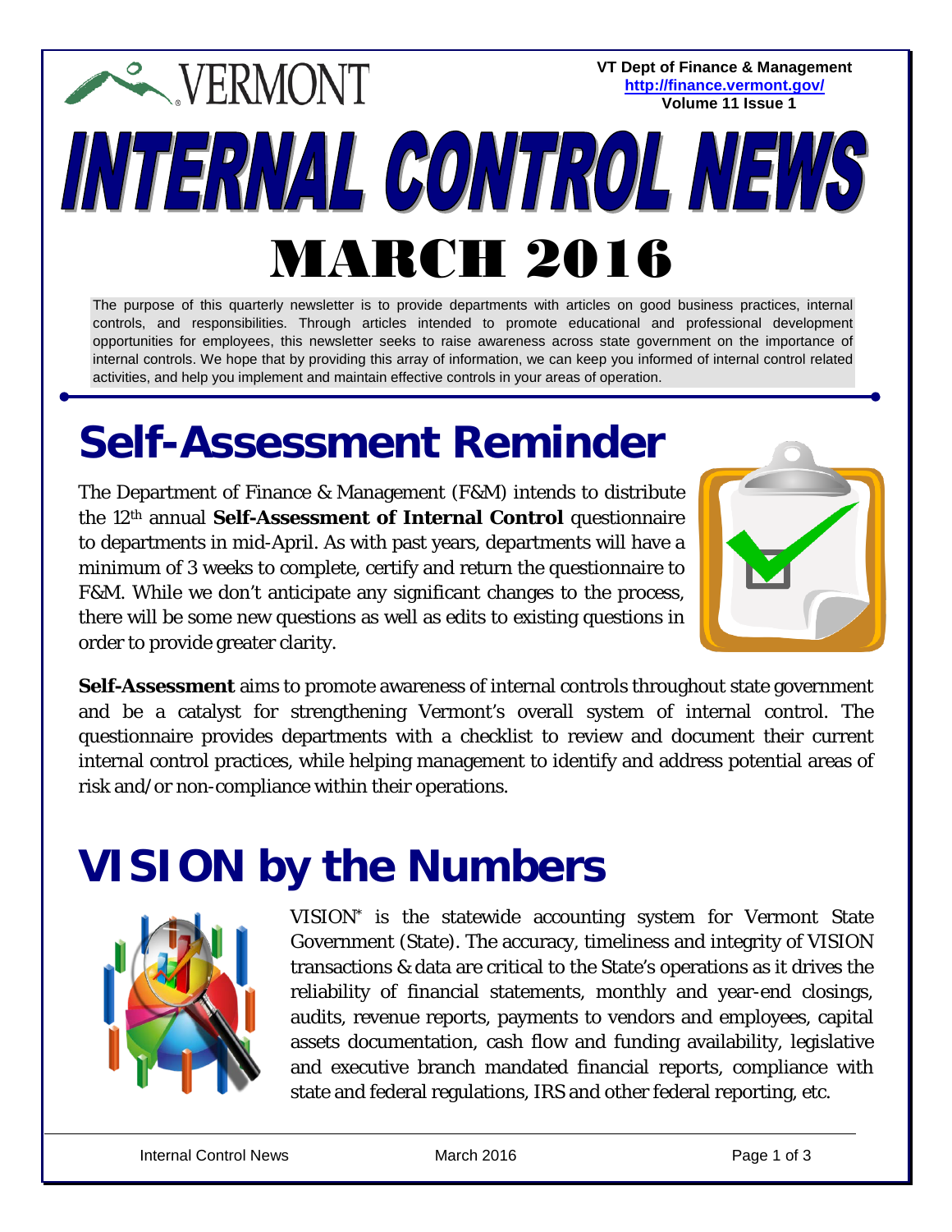VERMONT

**VT Dept of Finance & Management**
**http://finance.vermont.gov/**
**Volume 11 Issue 1**

# INTERNAL CONTROL NEWS

# MARCH 2016

The purpose of this quarterly newsletter is to provide departments with articles on good business practices, internal controls, and responsibilities. Through articles intended to promote educational and professional development opportunities for employees, this newsletter seeks to raise awareness across state government on the importance of internal controls. We hope that by providing this array of information, we can keep you informed of internal control related activities, and help you implement and maintain effective controls in your areas of operation.

## Self-Assessment Reminder

The Department of Finance & Management (F&M) intends to distribute the 12th annual **Self-Assessment of Internal Control** questionnaire to departments in mid-April. As with past years, departments will have a minimum of 3 weeks to complete, certify and return the questionnaire to F&M. While we don't anticipate any significant changes to the process, there will be some new questions as well as edits to existing questions in order to provide greater clarity.

**Self-Assessment** aims to promote awareness of internal controls throughout state government and be a catalyst for strengthening Vermont's overall system of internal control. The questionnaire provides departments with a checklist to review and document their current internal control practices, while helping management to identify and address potential areas of risk and/or non-compliance within their operations.

## VISION by the Numbers

VISION* is the statewide accounting system for Vermont State Government (State). The accuracy, timeliness and integrity of VISION transactions & data are critical to the State's operations as it drives the reliability of financial statements, monthly and year-end closings, audits, revenue reports, payments to vendors and employees, capital assets documentation, cash flow and funding availability, legislative and executive branch mandated financial reports, compliance with state and federal regulations, IRS and other federal reporting, etc.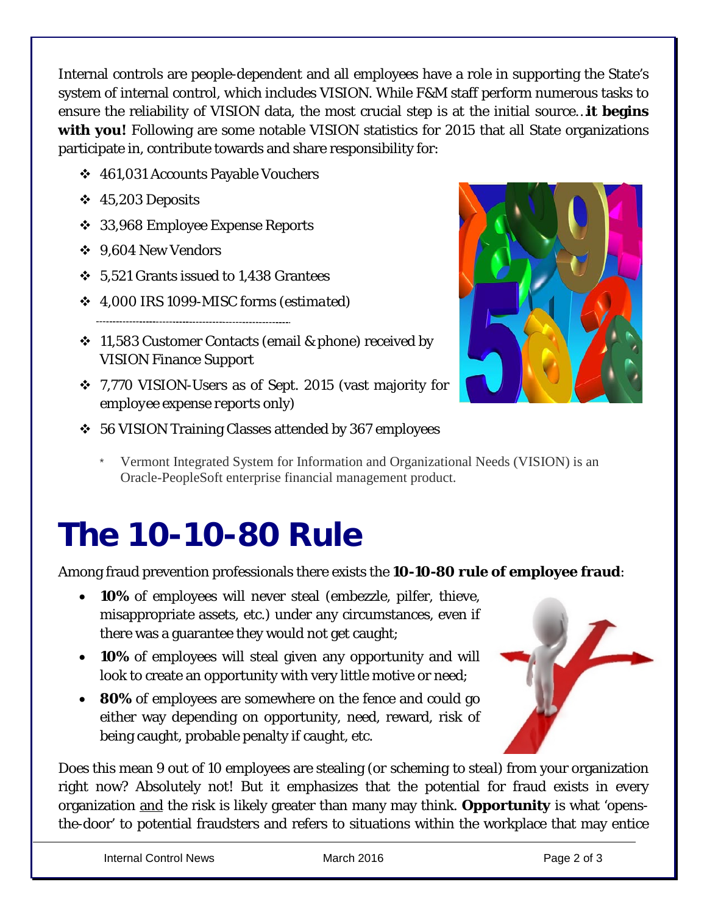Internal controls are people-dependent and all employees have a role in supporting the State's system of internal control, which includes VISION. While F&M staff perform numerous tasks to ensure the reliability of VISION data, the most crucial step is at the initial source…**it begins with you!** Following are some notable VISION statistics for 2015 that all State organizations participate in, contribute towards and share responsibility for:

- 461,031 Accounts Payable Vouchers
- 45,203 Deposits
- 33,968 Employee Expense Reports
- 9,604 New Vendors
- 5,521 Grants issued to 1,438 Grantees
- 4,000 IRS 1099-MISC forms *(estimated)*

---

- 11,583 Customer Contacts (email & phone) received by VISION Finance Support
- 7,770 VISION-Users as of Sept. 2015 *(vast majority for employee expense reports only)*
- 56 VISION Training Classes attended by 367 employees

\* Vermont Integrated System for Information and Organizational Needs (VISION) is an Oracle-PeopleSoft enterprise financial management product.

# The 10-10-80 Rule

Among fraud prevention professionals there exists the **10-10-80 rule of employee fraud**:

- **10%** of employees will never steal (embezzle, pilfer, thieve, misappropriate assets, etc.) under any circumstances, even if there was a guarantee they would not get caught;
- **10%** of employees will steal given any opportunity and will look to create an opportunity with very little motive or need;
- **80%** of employees are somewhere on the fence and could go either way depending on opportunity, need, reward, risk of being caught, probable penalty if caught, etc.

Does this mean 9 out of 10 employees are stealing (or scheming to steal) from your organization right now? Absolutely not! But it emphasizes that the potential for fraud exists in every organization and the risk is likely greater than many may think. **Opportunity** is what 'opens-the-door' to potential fraudsters and refers to situations within the workplace that may entice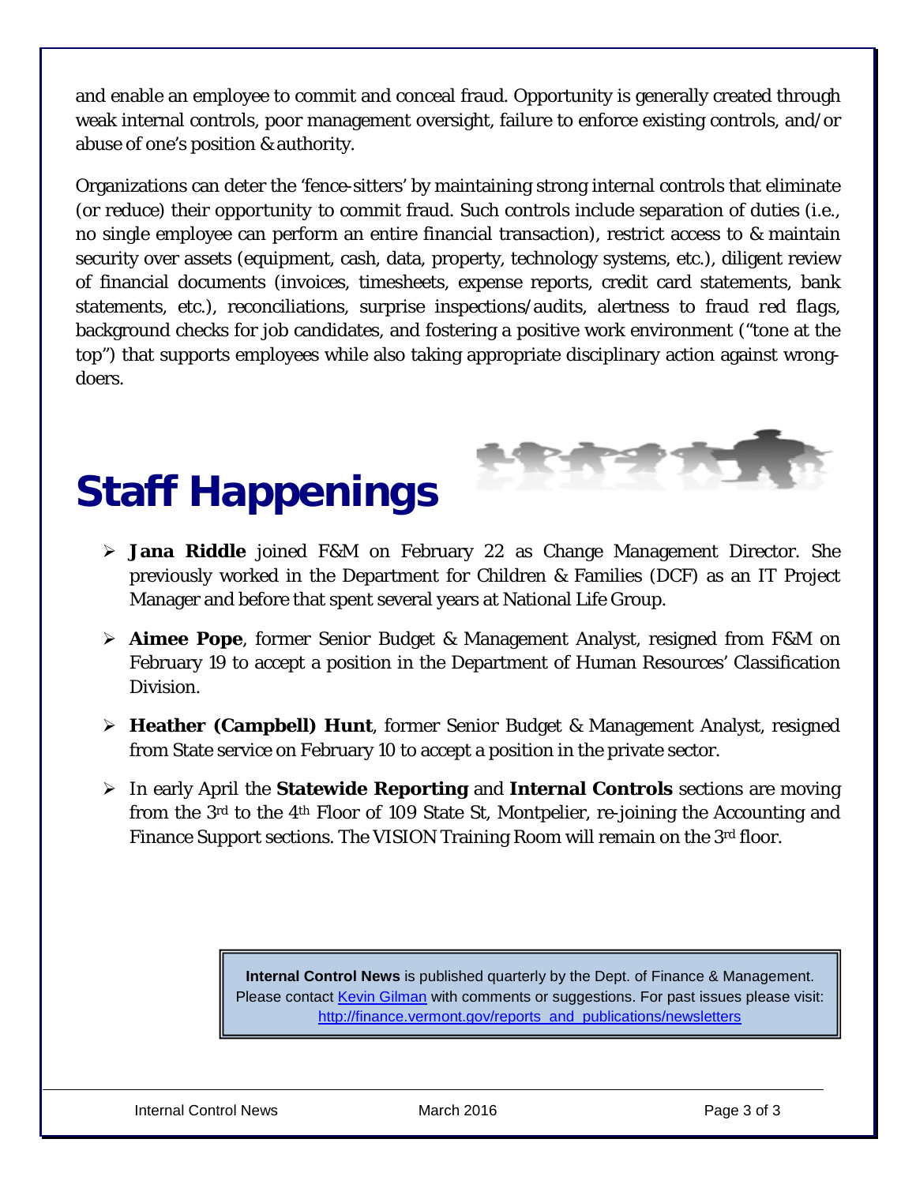and enable an employee to commit and conceal fraud. Opportunity is generally created through weak internal controls, poor management oversight, failure to enforce existing controls, and/or abuse of one's position & authority.

Organizations can deter the 'fence-sitters' by maintaining strong internal controls that eliminate (or reduce) their opportunity to commit fraud. Such controls include separation of duties (i.e., no single employee can perform an entire financial transaction), restrict access to & maintain security over assets (equipment, cash, data, property, technology systems, etc.), diligent review of financial documents (invoices, timesheets, expense reports, credit card statements, bank statements, etc.), reconciliations, surprise inspections/audits, alertness to fraud *red flags*, background checks for job candidates, and fostering a positive work environment ("tone at the top") that supports employees while also taking appropriate disciplinary action against wrong-doers.

# Staff Happenings

- **Jana Riddle** joined F&M on February 22 as Change Management Director. She previously worked in the Department for Children & Families (DCF) as an IT Project Manager and before that spent several years at National Life Group.
- **Aimee Pope**, former Senior Budget & Management Analyst, resigned from F&M on February 19 to accept a position in the Department of Human Resources' Classification Division.
- **Heather (Campbell) Hunt**, former Senior Budget & Management Analyst, resigned from State service on February 10 to accept a position in the private sector.
- In early April the **Statewide Reporting** and **Internal Controls** sections are moving from the 3rd to the 4th Floor of 109 State St, Montpelier, re-joining the Accounting and Finance Support sections. The VISION Training Room will remain on the 3rd floor.

**Internal Control News** is published quarterly by the Dept. of Finance & Management. Please contact Kevin Gilman with comments or suggestions. For past issues please visit: http://finance.vermont.gov/reports_and_publications/newsletters